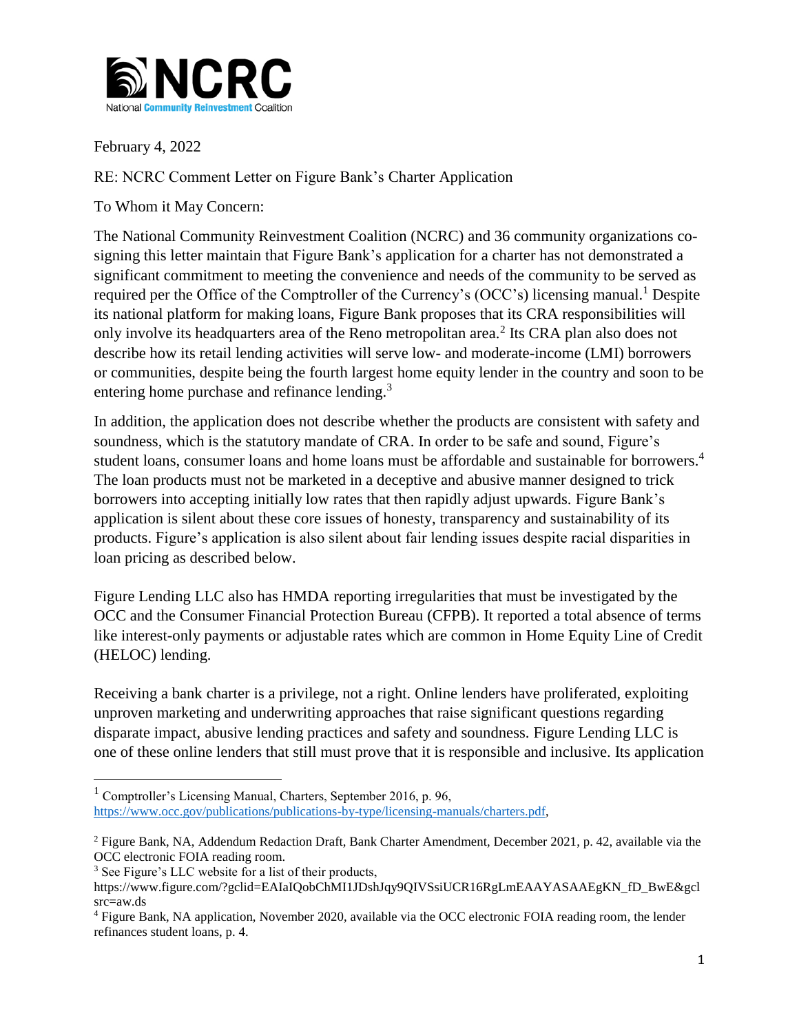February 4, 2022

RE: NCRC Comment Letter on Figure Bank's Charter Application

To Whom it May Concern:

The National Community Reinvestment Coalition (NCRC) and 36 community organizations co-signing this letter maintain that Figure Bank's application for a charter has not demonstrated a significant commitment to meeting the convenience and needs of the community to be served as required per the Office of the Comptroller of the Currency's (OCC's) licensing manual.[1] Despite its national platform for making loans, Figure Bank proposes that its CRA responsibilities will only involve its headquarters area of the Reno metropolitan area.[2] Its CRA plan also does not describe how its retail lending activities will serve low- and moderate-income (LMI) borrowers or communities, despite being the fourth largest home equity lender in the country and soon to be entering home purchase and refinance lending.[3]

In addition, the application does not describe whether the products are consistent with safety and soundness, which is the statutory mandate of CRA. In order to be safe and sound, Figure's student loans, consumer loans and home loans must be affordable and sustainable for borrowers.[4] The loan products must not be marketed in a deceptive and abusive manner designed to trick borrowers into accepting initially low rates that then rapidly adjust upwards. Figure Bank's application is silent about these core issues of honesty, transparency and sustainability of its products. Figure's application is also silent about fair lending issues despite racial disparities in loan pricing as described below.

Figure Lending LLC also has HMDA reporting irregularities that must be investigated by the OCC and the Consumer Financial Protection Bureau (CFPB). It reported a total absence of terms like interest-only payments or adjustable rates which are common in Home Equity Line of Credit (HELOC) lending.

Receiving a bank charter is a privilege, not a right. Online lenders have proliferated, exploiting unproven marketing and underwriting approaches that raise significant questions regarding disparate impact, abusive lending practices and safety and soundness. Figure Lending LLC is one of these online lenders that still must prove that it is responsible and inclusive. Its application

---

[1] Comptroller's Licensing Manual, Charters, September 2016, p. 96, https://www.occ.gov/publications/publications-by-type/licensing-manuals/charters.pdf,

[2] Figure Bank, NA, Addendum Redaction Draft, Bank Charter Amendment, December 2021, p. 42, available via the OCC electronic FOIA reading room.

[3] See Figure's LLC website for a list of their products, https://www.figure.com/?gclid=EAIaIQobChMI1JDshJqy9QIVSsiUCR16RgLmEAAYASAAEgKN_fD_BwE&gclsrc=aw.ds

[4] Figure Bank, NA application, November 2020, available via the OCC electronic FOIA reading room, the lender refinances student loans, p. 4.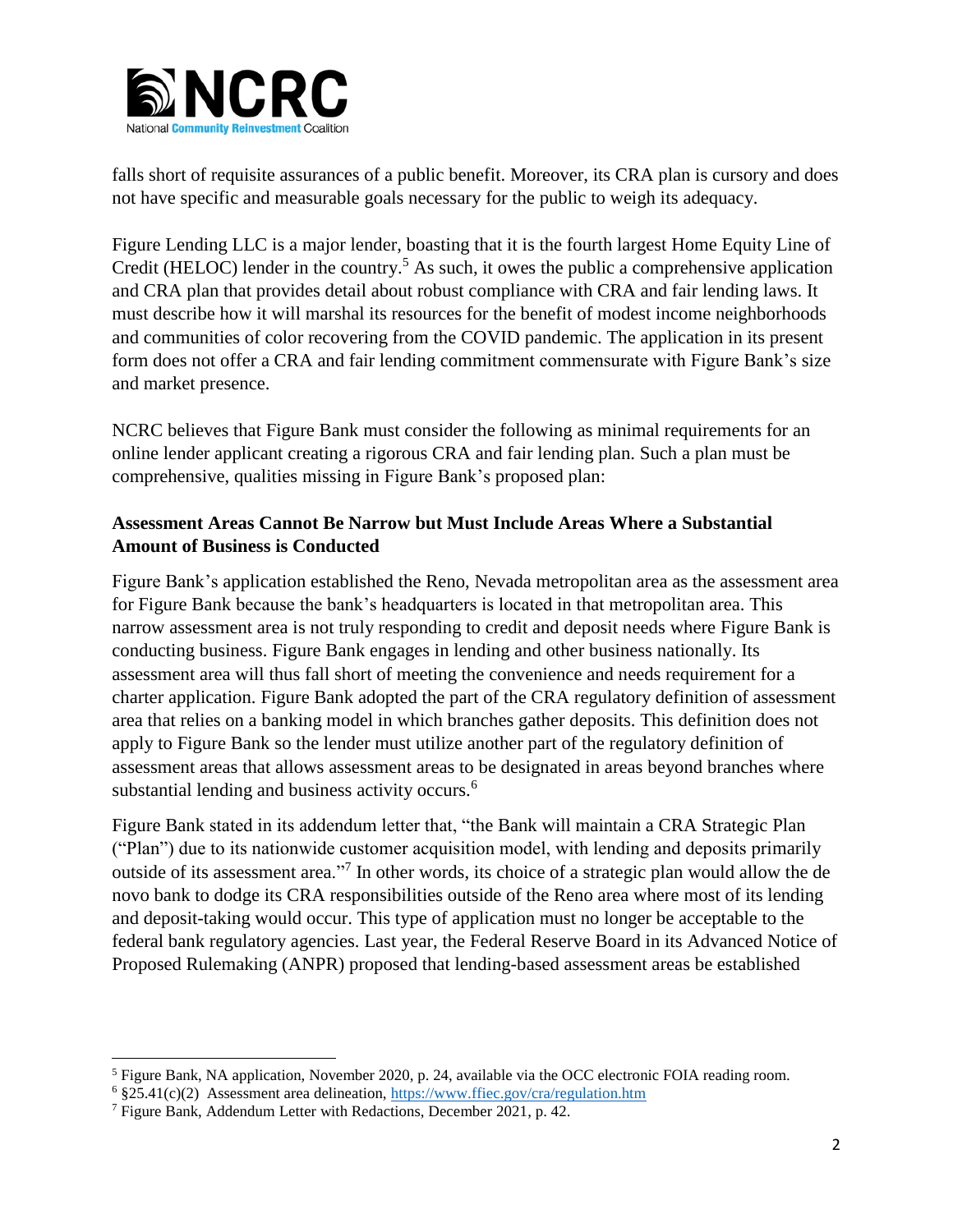falls short of requisite assurances of a public benefit. Moreover, its CRA plan is cursory and does not have specific and measurable goals necessary for the public to weigh its adequacy.

Figure Lending LLC is a major lender, boasting that it is the fourth largest Home Equity Line of Credit (HELOC) lender in the country.[5] As such, it owes the public a comprehensive application and CRA plan that provides detail about robust compliance with CRA and fair lending laws. It must describe how it will marshal its resources for the benefit of modest income neighborhoods and communities of color recovering from the COVID pandemic. The application in its present form does not offer a CRA and fair lending commitment commensurate with Figure Bank's size and market presence.

NCRC believes that Figure Bank must consider the following as minimal requirements for an online lender applicant creating a rigorous CRA and fair lending plan. Such a plan must be comprehensive, qualities missing in Figure Bank's proposed plan:

**Assessment Areas Cannot Be Narrow but Must Include Areas Where a Substantial Amount of Business is Conducted**

Figure Bank's application established the Reno, Nevada metropolitan area as the assessment area for Figure Bank because the bank's headquarters is located in that metropolitan area. This narrow assessment area is not truly responding to credit and deposit needs where Figure Bank is conducting business. Figure Bank engages in lending and other business nationally. Its assessment area will thus fall short of meeting the convenience and needs requirement for a charter application. Figure Bank adopted the part of the CRA regulatory definition of assessment area that relies on a banking model in which branches gather deposits. This definition does not apply to Figure Bank so the lender must utilize another part of the regulatory definition of assessment areas that allows assessment areas to be designated in areas beyond branches where substantial lending and business activity occurs.[6]

Figure Bank stated in its addendum letter that, "the Bank will maintain a CRA Strategic Plan ("Plan") due to its nationwide customer acquisition model, with lending and deposits primarily outside of its assessment area."[7] In other words, its choice of a strategic plan would allow the de novo bank to dodge its CRA responsibilities outside of the Reno area where most of its lending and deposit-taking would occur. This type of application must no longer be acceptable to the federal bank regulatory agencies. Last year, the Federal Reserve Board in its Advanced Notice of Proposed Rulemaking (ANPR) proposed that lending-based assessment areas be established

---

[5] Figure Bank, NA application, November 2020, p. 24, available via the OCC electronic FOIA reading room.

[6] §25.41(c)(2) Assessment area delineation, https://www.ffiec.gov/cra/regulation.htm

[7] Figure Bank, Addendum Letter with Redactions, December 2021, p. 42.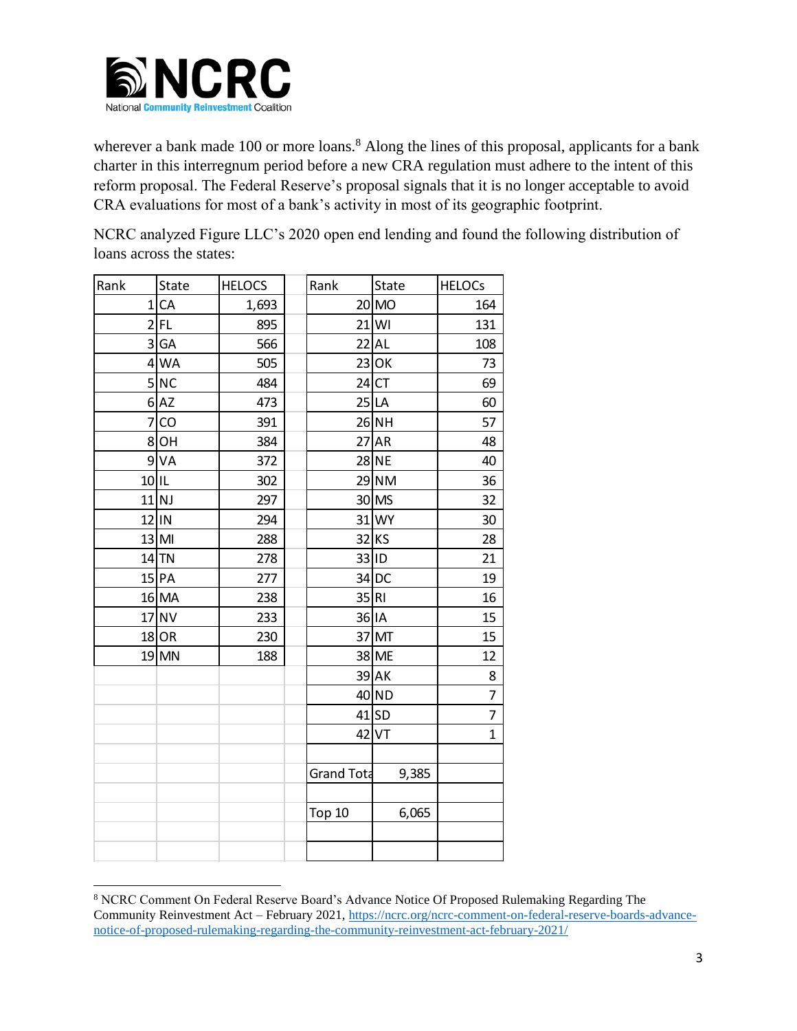wherever a bank made 100 or more loans.[8] Along the lines of this proposal, applicants for a bank charter in this interregnum period before a new CRA regulation must adhere to the intent of this reform proposal. The Federal Reserve's proposal signals that it is no longer acceptable to avoid CRA evaluations for most of a bank's activity in most of its geographic footprint.

NCRC analyzed Figure LLC's 2020 open end lending and found the following distribution of loans across the states:

| Rank | State | HELOCS | | Rank | State | HELOCs |
|---|---|---|---|---|---|---|
| 1 | CA | 1,693 | | 20 | MO | 164 |
| 2 | FL | 895 | | 21 | WI | 131 |
| 3 | GA | 566 | | 22 | AL | 108 |
| 4 | WA | 505 | | 23 | OK | 73 |
| 5 | NC | 484 | | 24 | CT | 69 |
| 6 | AZ | 473 | | 25 | LA | 60 |
| 7 | CO | 391 | | 26 | NH | 57 |
| 8 | OH | 384 | | 27 | AR | 48 |
| 9 | VA | 372 | | 28 | NE | 40 |
| 10 | IL | 302 | | 29 | NM | 36 |
| 11 | NJ | 297 | | 30 | MS | 32 |
| 12 | IN | 294 | | 31 | WY | 30 |
| 13 | MI | 288 | | 32 | KS | 28 |
| 14 | TN | 278 | | 33 | ID | 21 |
| 15 | PA | 277 | | 34 | DC | 19 |
| 16 | MA | 238 | | 35 | RI | 16 |
| 17 | NV | 233 | | 36 | IA | 15 |
| 18 | OR | 230 | | 37 | MT | 15 |
| 19 | MN | 188 | | 38 | ME | 12 |
| | | | | 39 | AK | 8 |
| | | | | 40 | ND | 7 |
| | | | | 41 | SD | 7 |
| | | | | 42 | VT | 1 |
| | | | | | | |
| | | | | Grand Tota | 9,385 | |
| | | | | | | |
| | | | | Top 10 | 6,065 | |

[8] NCRC Comment On Federal Reserve Board's Advance Notice Of Proposed Rulemaking Regarding The Community Reinvestment Act – February 2021, https://ncrc.org/ncrc-comment-on-federal-reserve-boards-advance-notice-of-proposed-rulemaking-regarding-the-community-reinvestment-act-february-2021/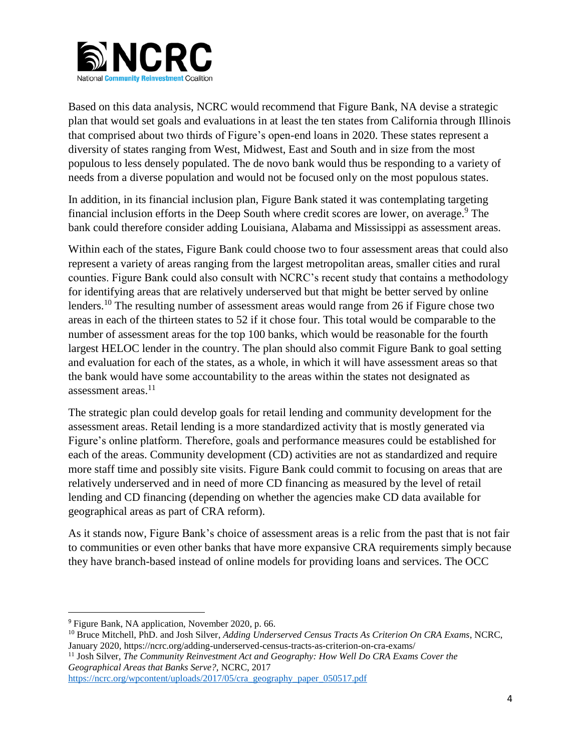Based on this data analysis, NCRC would recommend that Figure Bank, NA devise a strategic plan that would set goals and evaluations in at least the ten states from California through Illinois that comprised about two thirds of Figure's open-end loans in 2020. These states represent a diversity of states ranging from West, Midwest, East and South and in size from the most populous to less densely populated. The de novo bank would thus be responding to a variety of needs from a diverse population and would not be focused only on the most populous states.

In addition, in its financial inclusion plan, Figure Bank stated it was contemplating targeting financial inclusion efforts in the Deep South where credit scores are lower, on average.[9] The bank could therefore consider adding Louisiana, Alabama and Mississippi as assessment areas.

Within each of the states, Figure Bank could choose two to four assessment areas that could also represent a variety of areas ranging from the largest metropolitan areas, smaller cities and rural counties. Figure Bank could also consult with NCRC's recent study that contains a methodology for identifying areas that are relatively underserved but that might be better served by online lenders.[10] The resulting number of assessment areas would range from 26 if Figure chose two areas in each of the thirteen states to 52 if it chose four. This total would be comparable to the number of assessment areas for the top 100 banks, which would be reasonable for the fourth largest HELOC lender in the country. The plan should also commit Figure Bank to goal setting and evaluation for each of the states, as a whole, in which it will have assessment areas so that the bank would have some accountability to the areas within the states not designated as assessment areas.[11]

The strategic plan could develop goals for retail lending and community development for the assessment areas. Retail lending is a more standardized activity that is mostly generated via Figure's online platform. Therefore, goals and performance measures could be established for each of the areas. Community development (CD) activities are not as standardized and require more staff time and possibly site visits. Figure Bank could commit to focusing on areas that are relatively underserved and in need of more CD financing as measured by the level of retail lending and CD financing (depending on whether the agencies make CD data available for geographical areas as part of CRA reform).

As it stands now, Figure Bank's choice of assessment areas is a relic from the past that is not fair to communities or even other banks that have more expansive CRA requirements simply because they have branch-based instead of online models for providing loans and services. The OCC

---

[9] Figure Bank, NA application, November 2020, p. 66.

[10] Bruce Mitchell, PhD. and Josh Silver, *Adding Underserved Census Tracts As Criterion On CRA Exams*, NCRC, January 2020, https://ncrc.org/adding-underserved-census-tracts-as-criterion-on-cra-exams/

[11] Josh Silver, *The Community Reinvestment Act and Geography: How Well Do CRA Exams Cover the Geographical Areas that Banks Serve?*, NCRC, 2017 https://ncrc.org/wpcontent/uploads/2017/05/cra_geography_paper_050517.pdf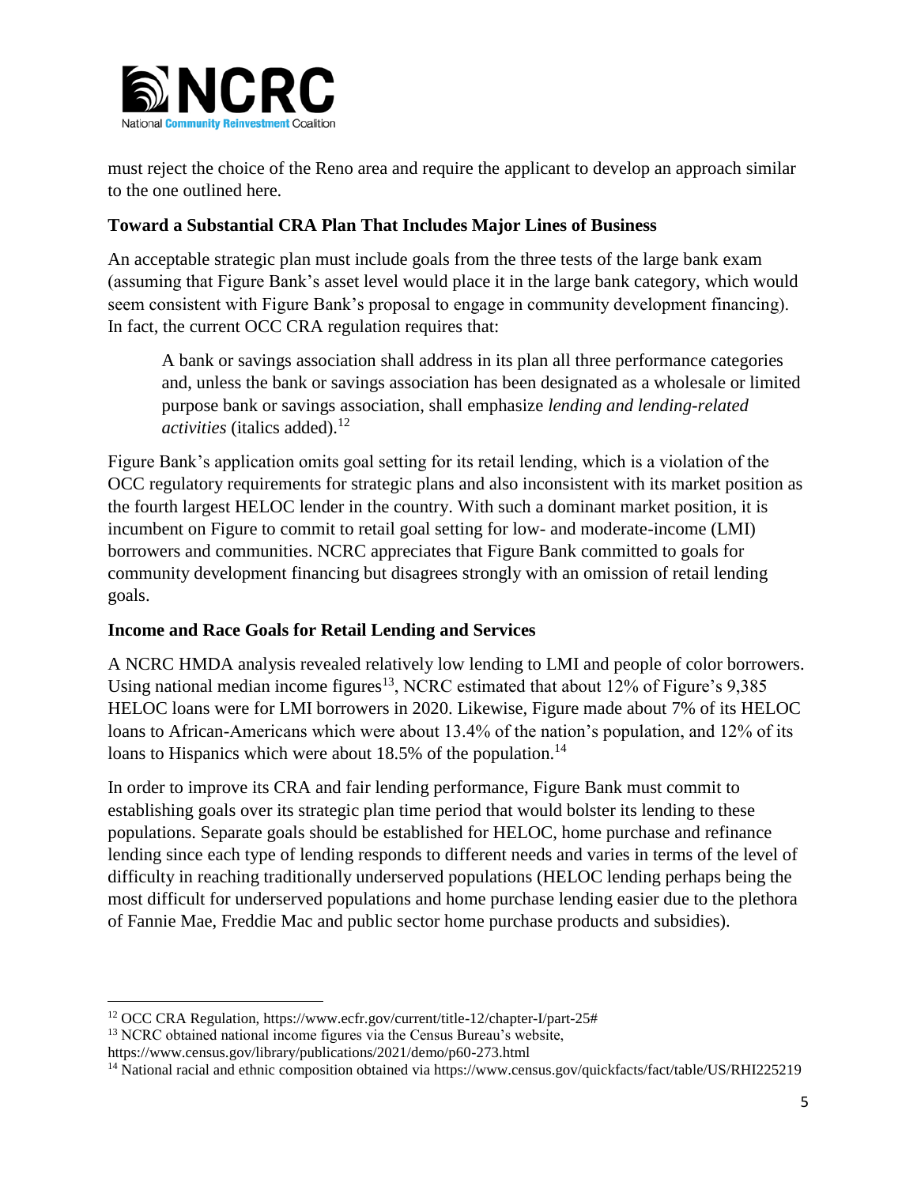must reject the choice of the Reno area and require the applicant to develop an approach similar to the one outlined here.

### Toward a Substantial CRA Plan That Includes Major Lines of Business

An acceptable strategic plan must include goals from the three tests of the large bank exam (assuming that Figure Bank's asset level would place it in the large bank category, which would seem consistent with Figure Bank's proposal to engage in community development financing). In fact, the current OCC CRA regulation requires that:

> A bank or savings association shall address in its plan all three performance categories and, unless the bank or savings association has been designated as a wholesale or limited purpose bank or savings association, shall emphasize *lending and lending-related activities* (italics added).[12]

Figure Bank's application omits goal setting for its retail lending, which is a violation of the OCC regulatory requirements for strategic plans and also inconsistent with its market position as the fourth largest HELOC lender in the country. With such a dominant market position, it is incumbent on Figure to commit to retail goal setting for low- and moderate-income (LMI) borrowers and communities. NCRC appreciates that Figure Bank committed to goals for community development financing but disagrees strongly with an omission of retail lending goals.

### Income and Race Goals for Retail Lending and Services

A NCRC HMDA analysis revealed relatively low lending to LMI and people of color borrowers. Using national median income figures[13], NCRC estimated that about 12% of Figure's 9,385 HELOC loans were for LMI borrowers in 2020. Likewise, Figure made about 7% of its HELOC loans to African-Americans which were about 13.4% of the nation's population, and 12% of its loans to Hispanics which were about 18.5% of the population.[14]

In order to improve its CRA and fair lending performance, Figure Bank must commit to establishing goals over its strategic plan time period that would bolster its lending to these populations. Separate goals should be established for HELOC, home purchase and refinance lending since each type of lending responds to different needs and varies in terms of the level of difficulty in reaching traditionally underserved populations (HELOC lending perhaps being the most difficult for underserved populations and home purchase lending easier due to the plethora of Fannie Mae, Freddie Mac and public sector home purchase products and subsidies).

---

[12] OCC CRA Regulation, https://www.ecfr.gov/current/title-12/chapter-I/part-25#

[13] NCRC obtained national income figures via the Census Bureau's website, https://www.census.gov/library/publications/2021/demo/p60-273.html

[14] National racial and ethnic composition obtained via https://www.census.gov/quickfacts/fact/table/US/RHI225219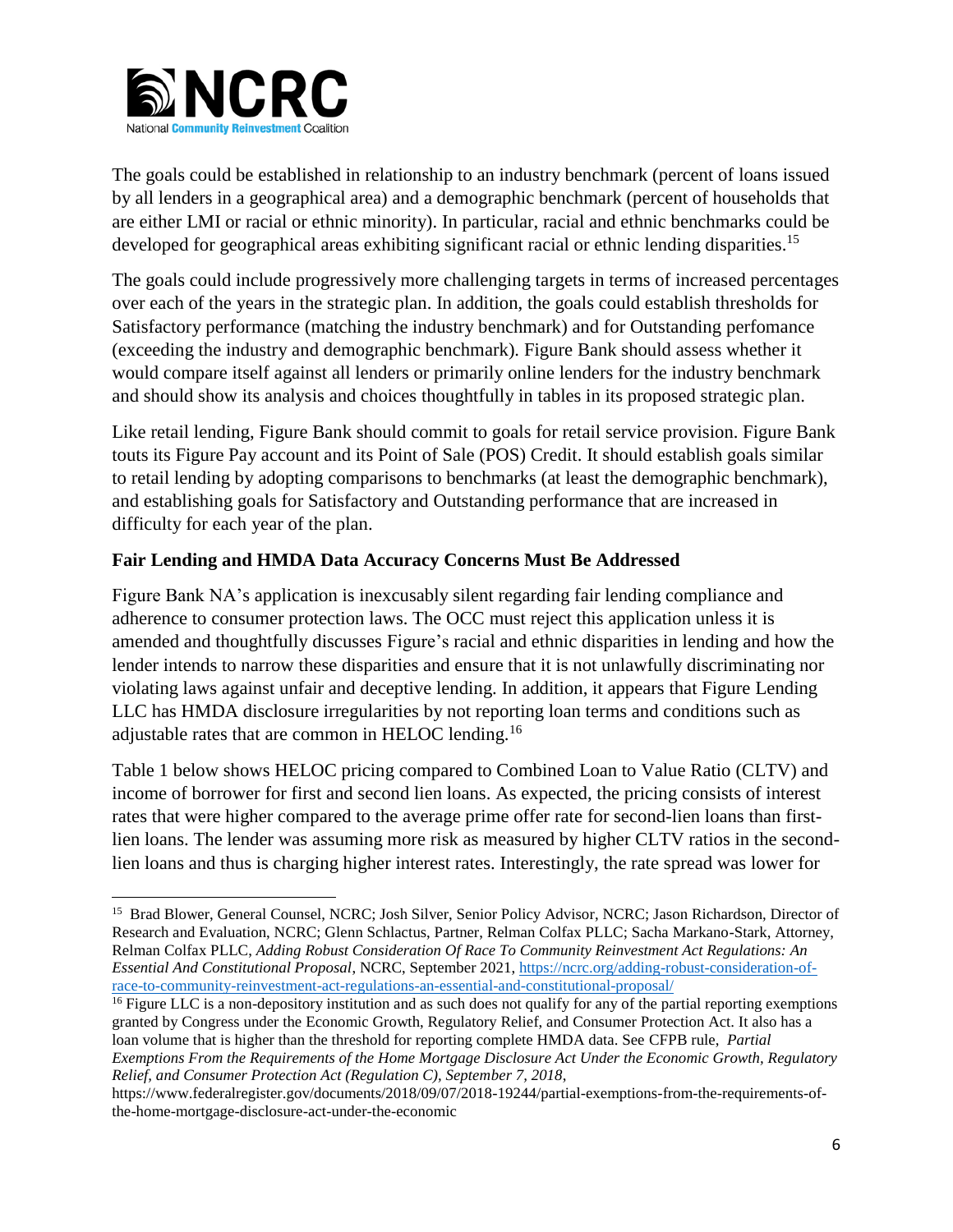The goals could be established in relationship to an industry benchmark (percent of loans issued by all lenders in a geographical area) and a demographic benchmark (percent of households that are either LMI or racial or ethnic minority). In particular, racial and ethnic benchmarks could be developed for geographical areas exhibiting significant racial or ethnic lending disparities.[15]

The goals could include progressively more challenging targets in terms of increased percentages over each of the years in the strategic plan. In addition, the goals could establish thresholds for Satisfactory performance (matching the industry benchmark) and for Outstanding perfomance (exceeding the industry and demographic benchmark). Figure Bank should assess whether it would compare itself against all lenders or primarily online lenders for the industry benchmark and should show its analysis and choices thoughtfully in tables in its proposed strategic plan.

Like retail lending, Figure Bank should commit to goals for retail service provision. Figure Bank touts its Figure Pay account and its Point of Sale (POS) Credit. It should establish goals similar to retail lending by adopting comparisons to benchmarks (at least the demographic benchmark), and establishing goals for Satisfactory and Outstanding performance that are increased in difficulty for each year of the plan.

**Fair Lending and HMDA Data Accuracy Concerns Must Be Addressed**

Figure Bank NA's application is inexcusably silent regarding fair lending compliance and adherence to consumer protection laws. The OCC must reject this application unless it is amended and thoughtfully discusses Figure's racial and ethnic disparities in lending and how the lender intends to narrow these disparities and ensure that it is not unlawfully discriminating nor violating laws against unfair and deceptive lending. In addition, it appears that Figure Lending LLC has HMDA disclosure irregularities by not reporting loan terms and conditions such as adjustable rates that are common in HELOC lending.[16]

Table 1 below shows HELOC pricing compared to Combined Loan to Value Ratio (CLTV) and income of borrower for first and second lien loans. As expected, the pricing consists of interest rates that were higher compared to the average prime offer rate for second-lien loans than first-lien loans. The lender was assuming more risk as measured by higher CLTV ratios in the second-lien loans and thus is charging higher interest rates. Interestingly, the rate spread was lower for

---

[15] Brad Blower, General Counsel, NCRC; Josh Silver, Senior Policy Advisor, NCRC; Jason Richardson, Director of Research and Evaluation, NCRC; Glenn Schlactus, Partner, Relman Colfax PLLC; Sacha Markano-Stark, Attorney, Relman Colfax PLLC, *Adding Robust Consideration Of Race To Community Reinvestment Act Regulations: An Essential And Constitutional Proposal*, NCRC, September 2021, https://ncrc.org/adding-robust-consideration-of-race-to-community-reinvestment-act-regulations-an-essential-and-constitutional-proposal/

[16] Figure LLC is a non-depository institution and as such does not qualify for any of the partial reporting exemptions granted by Congress under the Economic Growth, Regulatory Relief, and Consumer Protection Act. It also has a loan volume that is higher than the threshold for reporting complete HMDA data. See CFPB rule, *Partial Exemptions From the Requirements of the Home Mortgage Disclosure Act Under the Economic Growth, Regulatory Relief, and Consumer Protection Act (Regulation C), September 7, 2018*, https://www.federalregister.gov/documents/2018/09/07/2018-19244/partial-exemptions-from-the-requirements-of-the-home-mortgage-disclosure-act-under-the-economic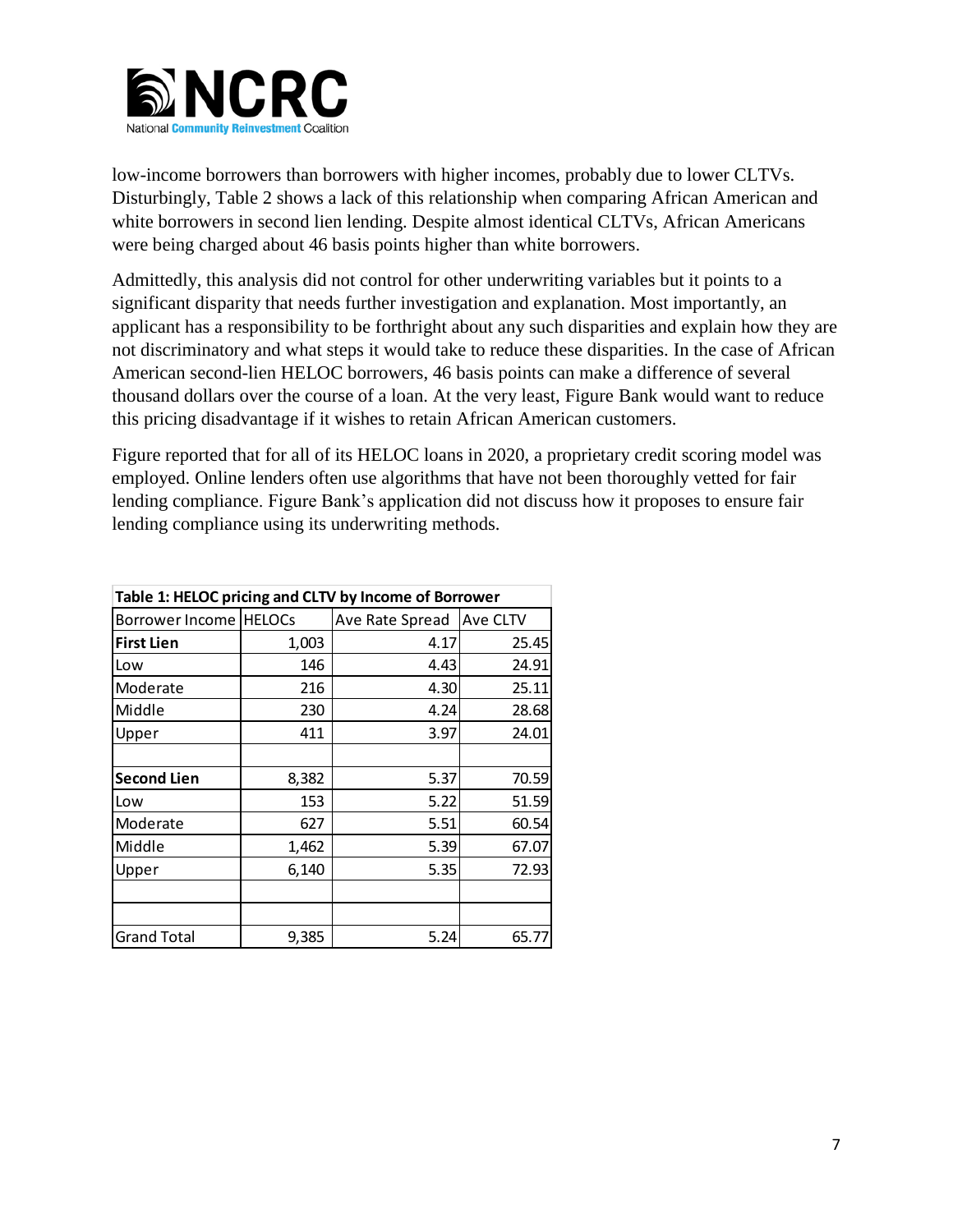low-income borrowers than borrowers with higher incomes, probably due to lower CLTVs. Disturbingly, Table 2 shows a lack of this relationship when comparing African American and white borrowers in second lien lending. Despite almost identical CLTVs, African Americans were being charged about 46 basis points higher than white borrowers.

Admittedly, this analysis did not control for other underwriting variables but it points to a significant disparity that needs further investigation and explanation. Most importantly, an applicant has a responsibility to be forthright about any such disparities and explain how they are not discriminatory and what steps it would take to reduce these disparities. In the case of African American second-lien HELOC borrowers, 46 basis points can make a difference of several thousand dollars over the course of a loan. At the very least, Figure Bank would want to reduce this pricing disadvantage if it wishes to retain African American customers.

Figure reported that for all of its HELOC loans in 2020, a proprietary credit scoring model was employed. Online lenders often use algorithms that have not been thoroughly vetted for fair lending compliance. Figure Bank's application did not discuss how it proposes to ensure fair lending compliance using its underwriting methods.

**Table 1: HELOC pricing and CLTV by Income of Borrower**

| Borrower Income | HELOCs | Ave Rate Spread | Ave CLTV |
|---|---|---|---|
| **First Lien** | 1,003 | 4.17 | 25.45 |
| Low | 146 | 4.43 | 24.91 |
| Moderate | 216 | 4.30 | 25.11 |
| Middle | 230 | 4.24 | 28.68 |
| Upper | 411 | 3.97 | 24.01 |
| | | | |
| **Second Lien** | 8,382 | 5.37 | 70.59 |
| Low | 153 | 5.22 | 51.59 |
| Moderate | 627 | 5.51 | 60.54 |
| Middle | 1,462 | 5.39 | 67.07 |
| Upper | 6,140 | 5.35 | 72.93 |
| | | | |
| | | | |
| Grand Total | 9,385 | 5.24 | 65.77 |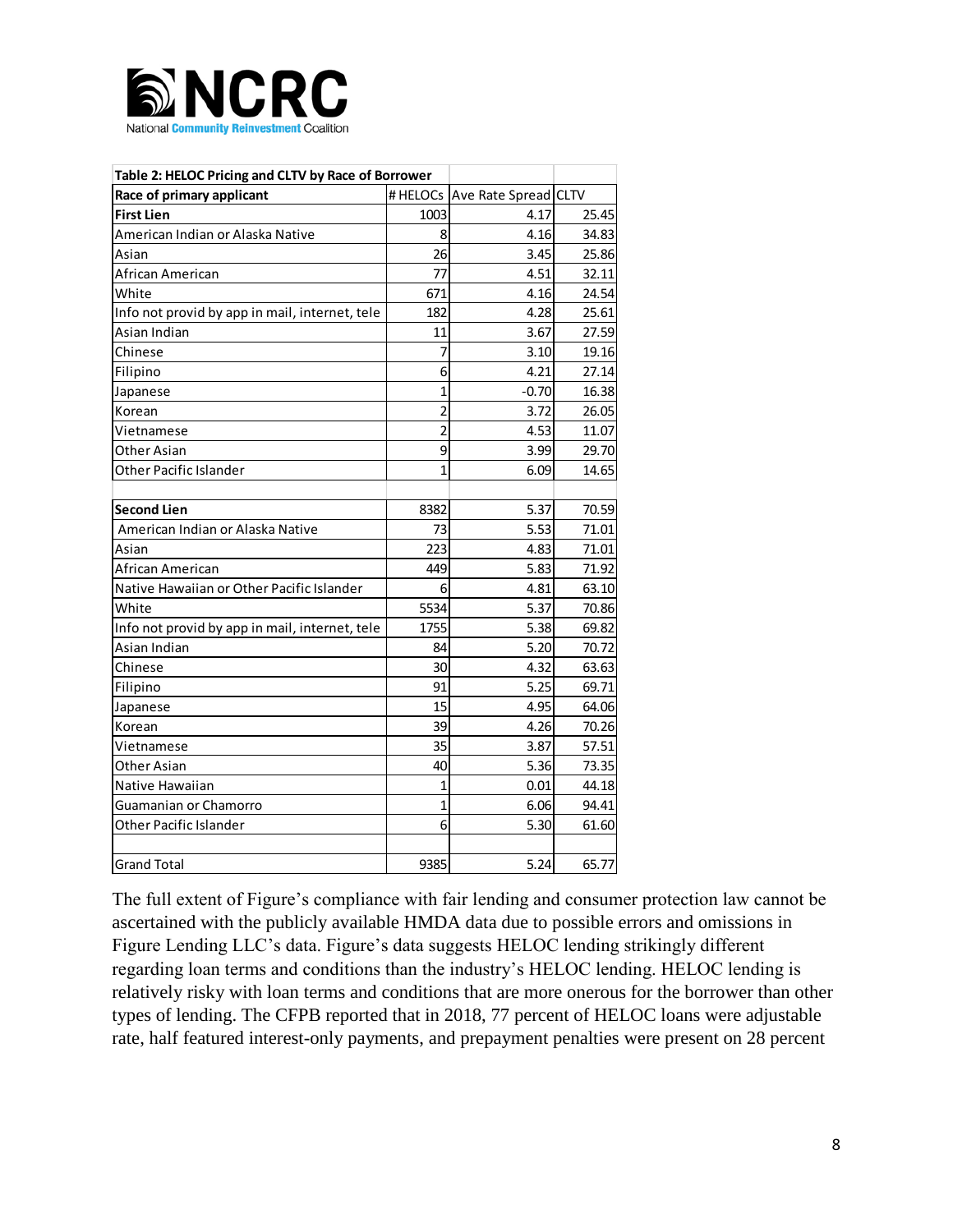| Table 2: HELOC Pricing and CLTV by Race of Borrower | | | |
|---|---|---|---|
| **Race of primary applicant** | # HELOCs | Ave Rate Spread | CLTV |
| **First Lien** | 1003 | 4.17 | 25.45 |
| American Indian or Alaska Native | 8 | 4.16 | 34.83 |
| Asian | 26 | 3.45 | 25.86 |
| African American | 77 | 4.51 | 32.11 |
| White | 671 | 4.16 | 24.54 |
| Info not provid by app in mail, internet, tele | 182 | 4.28 | 25.61 |
| Asian Indian | 11 | 3.67 | 27.59 |
| Chinese | 7 | 3.10 | 19.16 |
| Filipino | 6 | 4.21 | 27.14 |
| Japanese | 1 | -0.70 | 16.38 |
| Korean | 2 | 3.72 | 26.05 |
| Vietnamese | 2 | 4.53 | 11.07 |
| Other Asian | 9 | 3.99 | 29.70 |
| Other Pacific Islander | 1 | 6.09 | 14.65 |
| | | | |
| **Second Lien** | 8382 | 5.37 | 70.59 |
| American Indian or Alaska Native | 73 | 5.53 | 71.01 |
| Asian | 223 | 4.83 | 71.01 |
| African American | 449 | 5.83 | 71.92 |
| Native Hawaiian or Other Pacific Islander | 6 | 4.81 | 63.10 |
| White | 5534 | 5.37 | 70.86 |
| Info not provid by app in mail, internet, tele | 1755 | 5.38 | 69.82 |
| Asian Indian | 84 | 5.20 | 70.72 |
| Chinese | 30 | 4.32 | 63.63 |
| Filipino | 91 | 5.25 | 69.71 |
| Japanese | 15 | 4.95 | 64.06 |
| Korean | 39 | 4.26 | 70.26 |
| Vietnamese | 35 | 3.87 | 57.51 |
| Other Asian | 40 | 5.36 | 73.35 |
| Native Hawaiian | 1 | 0.01 | 44.18 |
| Guamanian or Chamorro | 1 | 6.06 | 94.41 |
| Other Pacific Islander | 6 | 5.30 | 61.60 |
| | | | |
| Grand Total | 9385 | 5.24 | 65.77 |

The full extent of Figure's compliance with fair lending and consumer protection law cannot be ascertained with the publicly available HMDA data due to possible errors and omissions in Figure Lending LLC's data. Figure's data suggests HELOC lending strikingly different regarding loan terms and conditions than the industry's HELOC lending. HELOC lending is relatively risky with loan terms and conditions that are more onerous for the borrower than other types of lending. The CFPB reported that in 2018, 77 percent of HELOC loans were adjustable rate, half featured interest-only payments, and prepayment penalties were present on 28 percent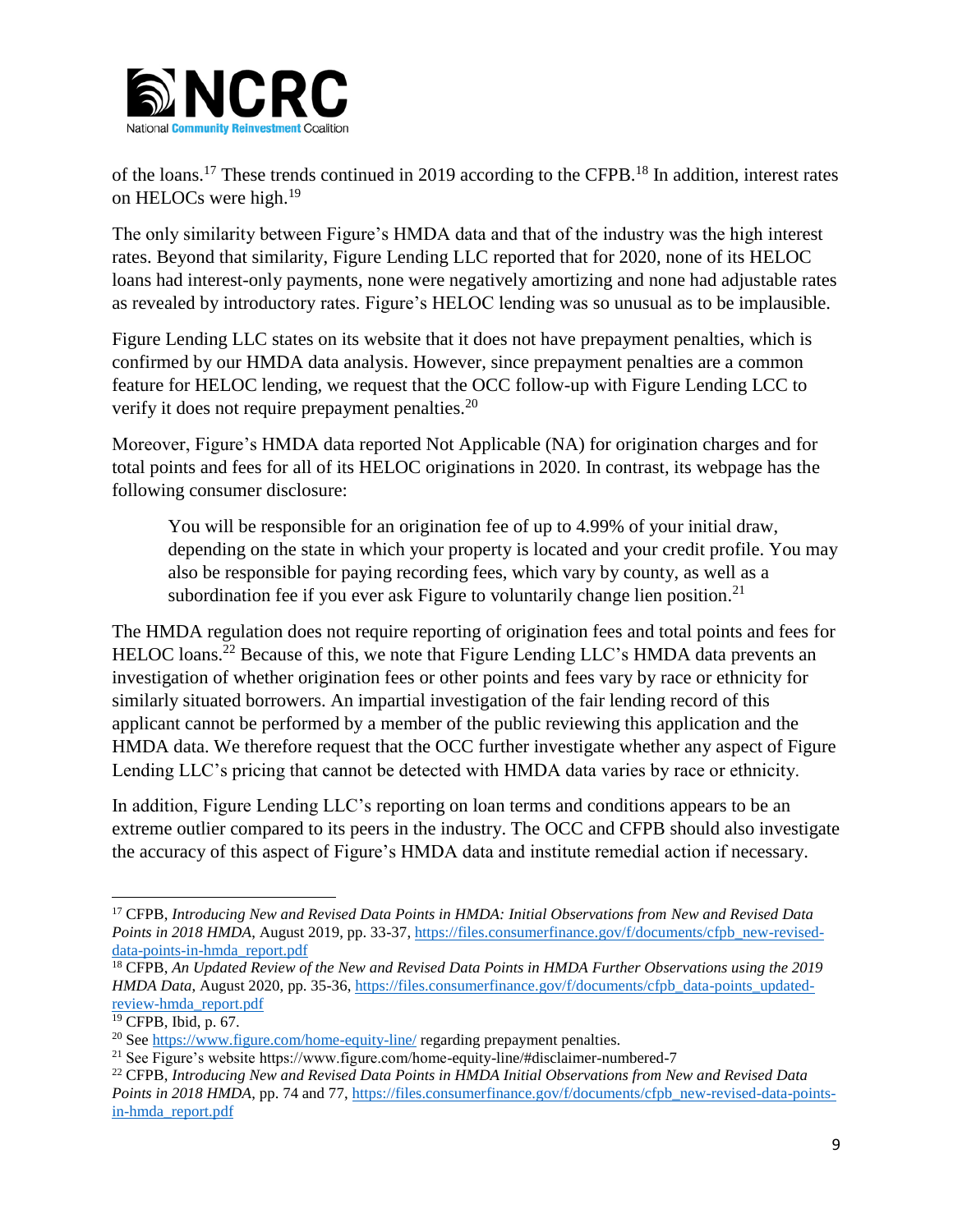of the loans.[17] These trends continued in 2019 according to the CFPB.[18] In addition, interest rates on HELOCs were high.[19]

The only similarity between Figure's HMDA data and that of the industry was the high interest rates. Beyond that similarity, Figure Lending LLC reported that for 2020, none of its HELOC loans had interest-only payments, none were negatively amortizing and none had adjustable rates as revealed by introductory rates. Figure's HELOC lending was so unusual as to be implausible.

Figure Lending LLC states on its website that it does not have prepayment penalties, which is confirmed by our HMDA data analysis. However, since prepayment penalties are a common feature for HELOC lending, we request that the OCC follow-up with Figure Lending LCC to verify it does not require prepayment penalties.[20]

Moreover, Figure's HMDA data reported Not Applicable (NA) for origination charges and for total points and fees for all of its HELOC originations in 2020. In contrast, its webpage has the following consumer disclosure:

> You will be responsible for an origination fee of up to 4.99% of your initial draw, depending on the state in which your property is located and your credit profile. You may also be responsible for paying recording fees, which vary by county, as well as a subordination fee if you ever ask Figure to voluntarily change lien position.[21]

The HMDA regulation does not require reporting of origination fees and total points and fees for HELOC loans.[22] Because of this, we note that Figure Lending LLC's HMDA data prevents an investigation of whether origination fees or other points and fees vary by race or ethnicity for similarly situated borrowers. An impartial investigation of the fair lending record of this applicant cannot be performed by a member of the public reviewing this application and the HMDA data. We therefore request that the OCC further investigate whether any aspect of Figure Lending LLC's pricing that cannot be detected with HMDA data varies by race or ethnicity.

In addition, Figure Lending LLC's reporting on loan terms and conditions appears to be an extreme outlier compared to its peers in the industry. The OCC and CFPB should also investigate the accuracy of this aspect of Figure's HMDA data and institute remedial action if necessary.

---

[17] CFPB, *Introducing New and Revised Data Points in HMDA: Initial Observations from New and Revised Data Points in 2018 HMDA*, August 2019, pp. 33-37, https://files.consumerfinance.gov/f/documents/cfpb_new-revised-data-points-in-hmda_report.pdf

[18] CFPB, *An Updated Review of the New and Revised Data Points in HMDA Further Observations using the 2019 HMDA Data*, August 2020, pp. 35-36, https://files.consumerfinance.gov/f/documents/cfpb_data-points_updated-review-hmda_report.pdf

[19] CFPB, Ibid, p. 67.

[20] See https://www.figure.com/home-equity-line/ regarding prepayment penalties.

[21] See Figure's website https://www.figure.com/home-equity-line/#disclaimer-numbered-7

[22] CFPB, *Introducing New and Revised Data Points in HMDA Initial Observations from New and Revised Data Points in 2018 HMDA*, pp. 74 and 77, https://files.consumerfinance.gov/f/documents/cfpb_new-revised-data-points-in-hmda_report.pdf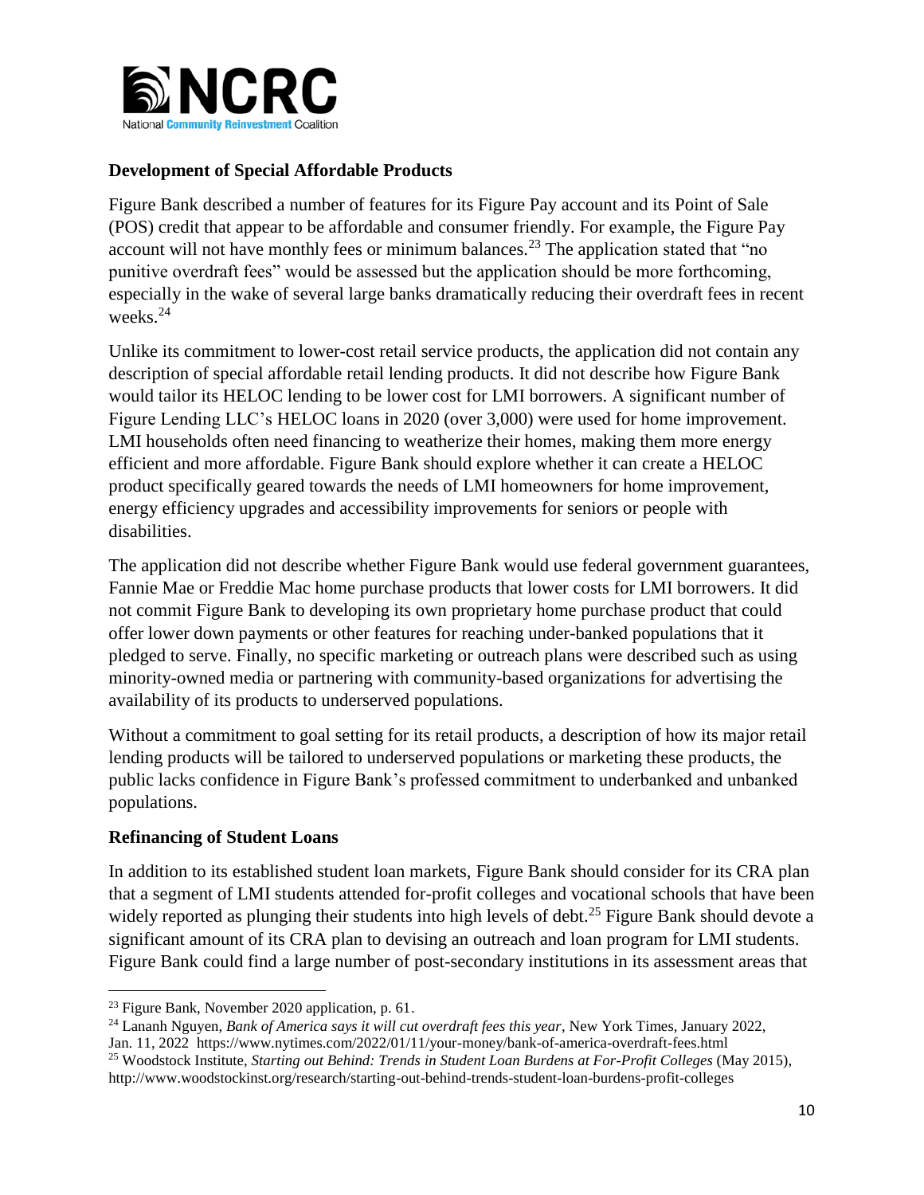### Development of Special Affordable Products

Figure Bank described a number of features for its Figure Pay account and its Point of Sale (POS) credit that appear to be affordable and consumer friendly. For example, the Figure Pay account will not have monthly fees or minimum balances.[23] The application stated that "no punitive overdraft fees" would be assessed but the application should be more forthcoming, especially in the wake of several large banks dramatically reducing their overdraft fees in recent weeks.[24]

Unlike its commitment to lower-cost retail service products, the application did not contain any description of special affordable retail lending products. It did not describe how Figure Bank would tailor its HELOC lending to be lower cost for LMI borrowers. A significant number of Figure Lending LLC's HELOC loans in 2020 (over 3,000) were used for home improvement. LMI households often need financing to weatherize their homes, making them more energy efficient and more affordable. Figure Bank should explore whether it can create a HELOC product specifically geared towards the needs of LMI homeowners for home improvement, energy efficiency upgrades and accessibility improvements for seniors or people with disabilities.

The application did not describe whether Figure Bank would use federal government guarantees, Fannie Mae or Freddie Mac home purchase products that lower costs for LMI borrowers. It did not commit Figure Bank to developing its own proprietary home purchase product that could offer lower down payments or other features for reaching under-banked populations that it pledged to serve. Finally, no specific marketing or outreach plans were described such as using minority-owned media or partnering with community-based organizations for advertising the availability of its products to underserved populations.

Without a commitment to goal setting for its retail products, a description of how its major retail lending products will be tailored to underserved populations or marketing these products, the public lacks confidence in Figure Bank's professed commitment to underbanked and unbanked populations.

### Refinancing of Student Loans

In addition to its established student loan markets, Figure Bank should consider for its CRA plan that a segment of LMI students attended for-profit colleges and vocational schools that have been widely reported as plunging their students into high levels of debt.[25] Figure Bank should devote a significant amount of its CRA plan to devising an outreach and loan program for LMI students. Figure Bank could find a large number of post-secondary institutions in its assessment areas that

---

[23] Figure Bank, November 2020 application, p. 61.

[24] Lananh Nguyen, *Bank of America says it will cut overdraft fees this year*, New York Times, January 2022, Jan. 11, 2022 https://www.nytimes.com/2022/01/11/your-money/bank-of-america-overdraft-fees.html

[25] Woodstock Institute, *Starting out Behind: Trends in Student Loan Burdens at For-Profit Colleges* (May 2015), http://www.woodstockinst.org/research/starting-out-behind-trends-student-loan-burdens-profit-colleges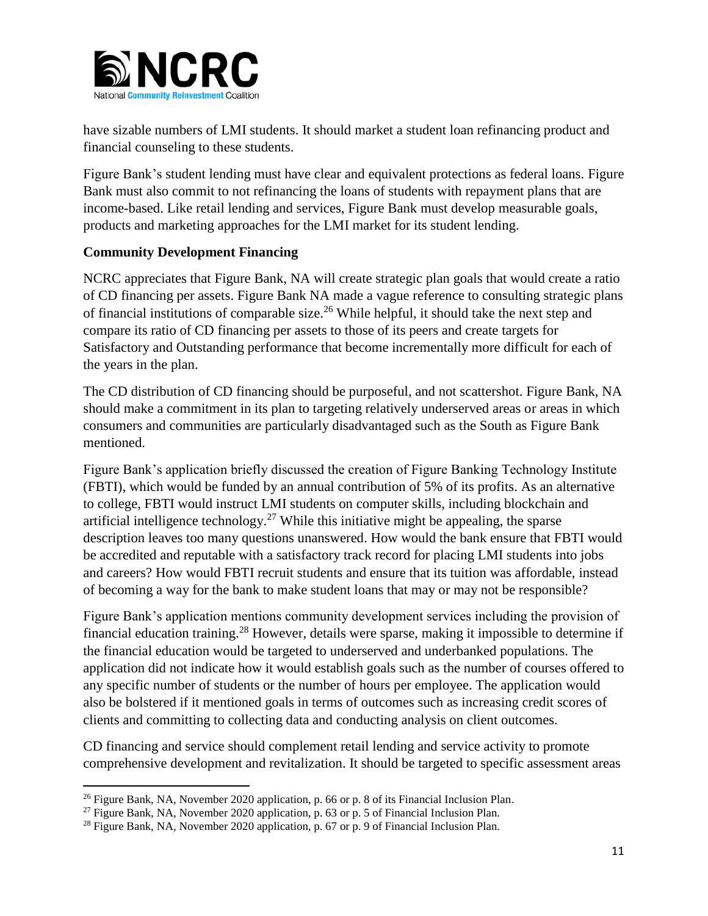have sizable numbers of LMI students. It should market a student loan refinancing product and financial counseling to these students.

Figure Bank's student lending must have clear and equivalent protections as federal loans. Figure Bank must also commit to not refinancing the loans of students with repayment plans that are income-based. Like retail lending and services, Figure Bank must develop measurable goals, products and marketing approaches for the LMI market for its student lending.

**Community Development Financing**

NCRC appreciates that Figure Bank, NA will create strategic plan goals that would create a ratio of CD financing per assets. Figure Bank NA made a vague reference to consulting strategic plans of financial institutions of comparable size.[26] While helpful, it should take the next step and compare its ratio of CD financing per assets to those of its peers and create targets for Satisfactory and Outstanding performance that become incrementally more difficult for each of the years in the plan.

The CD distribution of CD financing should be purposeful, and not scattershot. Figure Bank, NA should make a commitment in its plan to targeting relatively underserved areas or areas in which consumers and communities are particularly disadvantaged such as the South as Figure Bank mentioned.

Figure Bank's application briefly discussed the creation of Figure Banking Technology Institute (FBTI), which would be funded by an annual contribution of 5% of its profits. As an alternative to college, FBTI would instruct LMI students on computer skills, including blockchain and artificial intelligence technology.[27] While this initiative might be appealing, the sparse description leaves too many questions unanswered. How would the bank ensure that FBTI would be accredited and reputable with a satisfactory track record for placing LMI students into jobs and careers? How would FBTI recruit students and ensure that its tuition was affordable, instead of becoming a way for the bank to make student loans that may or may not be responsible?

Figure Bank's application mentions community development services including the provision of financial education training.[28] However, details were sparse, making it impossible to determine if the financial education would be targeted to underserved and underbanked populations. The application did not indicate how it would establish goals such as the number of courses offered to any specific number of students or the number of hours per employee. The application would also be bolstered if it mentioned goals in terms of outcomes such as increasing credit scores of clients and committing to collecting data and conducting analysis on client outcomes.

CD financing and service should complement retail lending and service activity to promote comprehensive development and revitalization. It should be targeted to specific assessment areas

---

[26] Figure Bank, NA, November 2020 application, p. 66 or p. 8 of its Financial Inclusion Plan.

[27] Figure Bank, NA, November 2020 application, p. 63 or p. 5 of Financial Inclusion Plan.

[28] Figure Bank, NA, November 2020 application, p. 67 or p. 9 of Financial Inclusion Plan.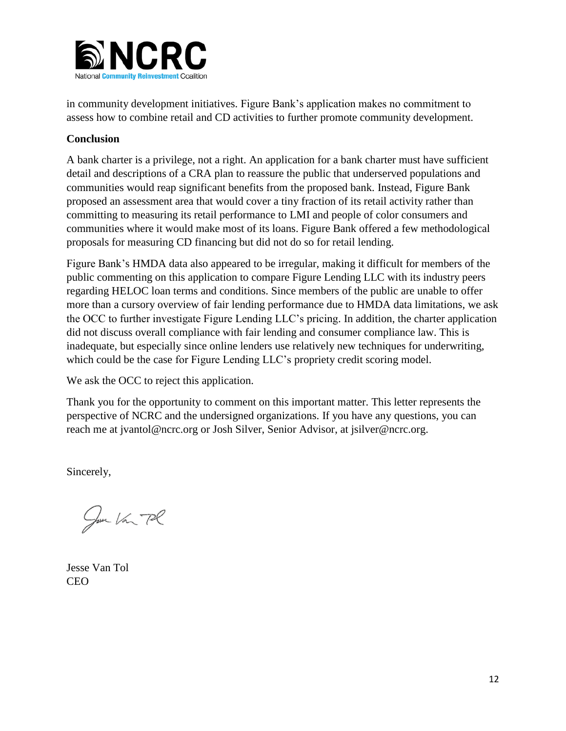in community development initiatives. Figure Bank's application makes no commitment to assess how to combine retail and CD activities to further promote community development.

**Conclusion**

A bank charter is a privilege, not a right. An application for a bank charter must have sufficient detail and descriptions of a CRA plan to reassure the public that underserved populations and communities would reap significant benefits from the proposed bank. Instead, Figure Bank proposed an assessment area that would cover a tiny fraction of its retail activity rather than committing to measuring its retail performance to LMI and people of color consumers and communities where it would make most of its loans. Figure Bank offered a few methodological proposals for measuring CD financing but did not do so for retail lending.

Figure Bank's HMDA data also appeared to be irregular, making it difficult for members of the public commenting on this application to compare Figure Lending LLC with its industry peers regarding HELOC loan terms and conditions. Since members of the public are unable to offer more than a cursory overview of fair lending performance due to HMDA data limitations, we ask the OCC to further investigate Figure Lending LLC's pricing. In addition, the charter application did not discuss overall compliance with fair lending and consumer compliance law. This is inadequate, but especially since online lenders use relatively new techniques for underwriting, which could be the case for Figure Lending LLC's propriety credit scoring model.

We ask the OCC to reject this application.

Thank you for the opportunity to comment on this important matter. This letter represents the perspective of NCRC and the undersigned organizations. If you have any questions, you can reach me at jvantol@ncrc.org or Josh Silver, Senior Advisor, at jsilver@ncrc.org.

Sincerely,

Jesse Van Tol
CEO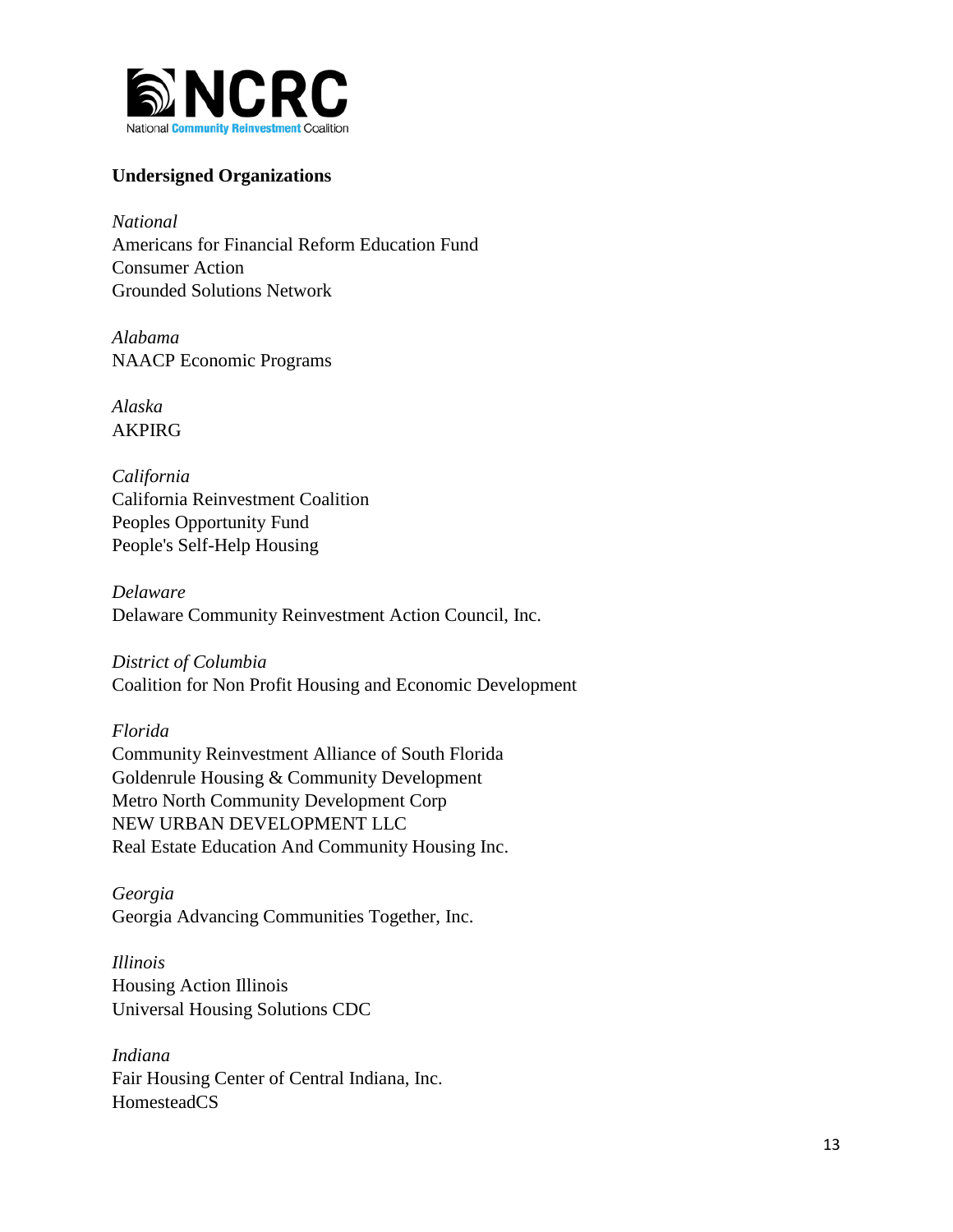**Undersigned Organizations**

*National*
Americans for Financial Reform Education Fund
Consumer Action
Grounded Solutions Network

*Alabama*
NAACP Economic Programs

*Alaska*
AKPIRG

*California*
California Reinvestment Coalition
Peoples Opportunity Fund
People's Self-Help Housing

*Delaware*
Delaware Community Reinvestment Action Council, Inc.

*District of Columbia*
Coalition for Non Profit Housing and Economic Development

*Florida*
Community Reinvestment Alliance of South Florida
Goldenrule Housing & Community Development
Metro North Community Development Corp
NEW URBAN DEVELOPMENT LLC
Real Estate Education And Community Housing Inc.

*Georgia*
Georgia Advancing Communities Together, Inc.

*Illinois*
Housing Action Illinois
Universal Housing Solutions CDC

*Indiana*
Fair Housing Center of Central Indiana, Inc.
HomesteadCS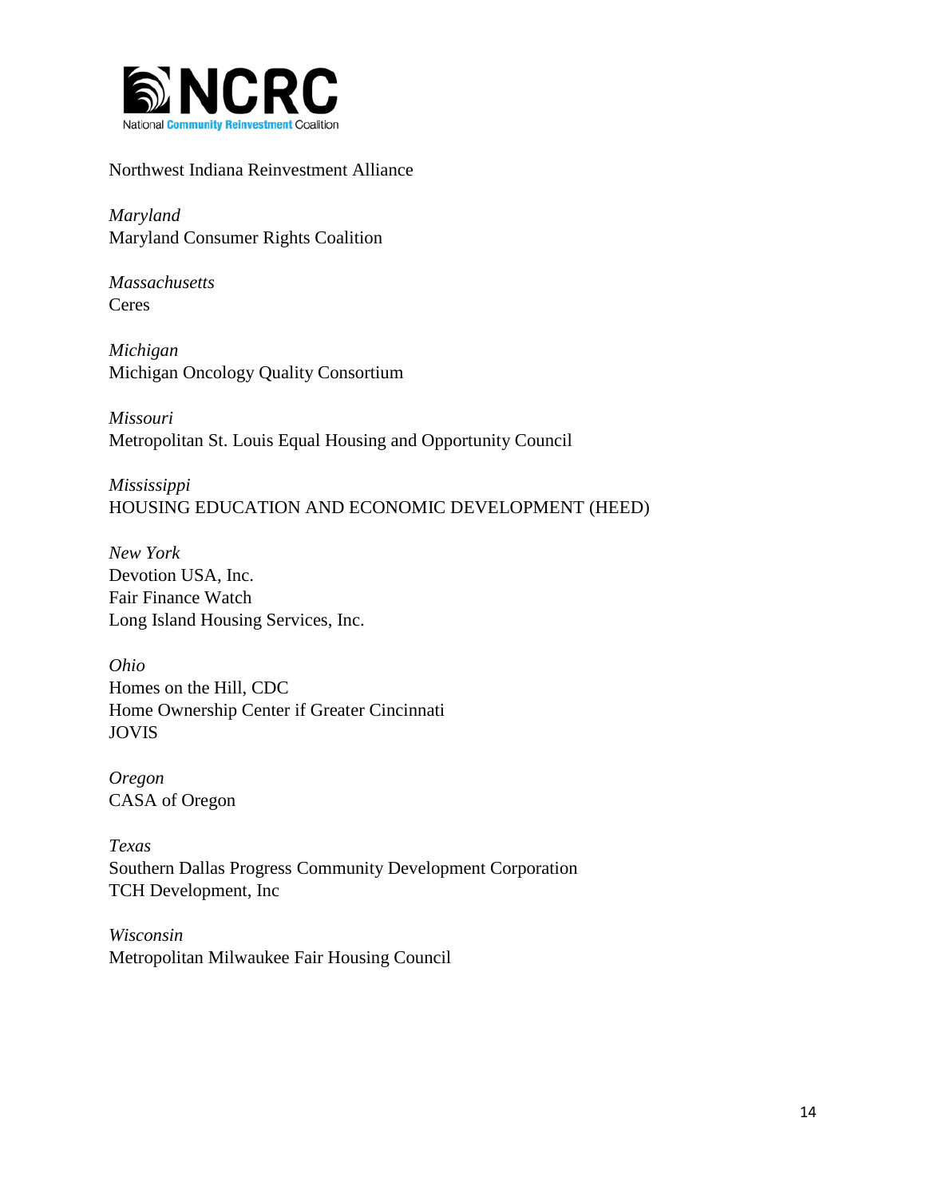Northwest Indiana Reinvestment Alliance

*Maryland*
Maryland Consumer Rights Coalition

*Massachusetts*
Ceres

*Michigan*
Michigan Oncology Quality Consortium

*Missouri*
Metropolitan St. Louis Equal Housing and Opportunity Council

*Mississippi*
HOUSING EDUCATION AND ECONOMIC DEVELOPMENT (HEED)

*New York*
Devotion USA, Inc.
Fair Finance Watch
Long Island Housing Services, Inc.

*Ohio*
Homes on the Hill, CDC
Home Ownership Center if Greater Cincinnati
JOVIS

*Oregon*
CASA of Oregon

*Texas*
Southern Dallas Progress Community Development Corporation
TCH Development, Inc

*Wisconsin*
Metropolitan Milwaukee Fair Housing Council